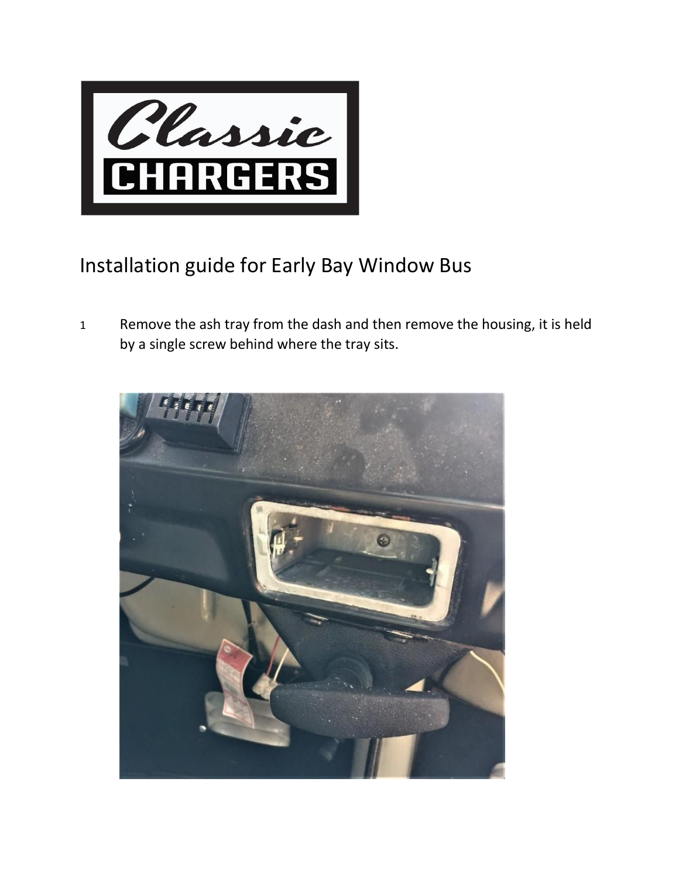Classic
CHARGERS

# Installation guide for Early Bay Window Bus

1. Remove the ash tray from the dash and then remove the housing, it is held by a single screw behind where the tray sits.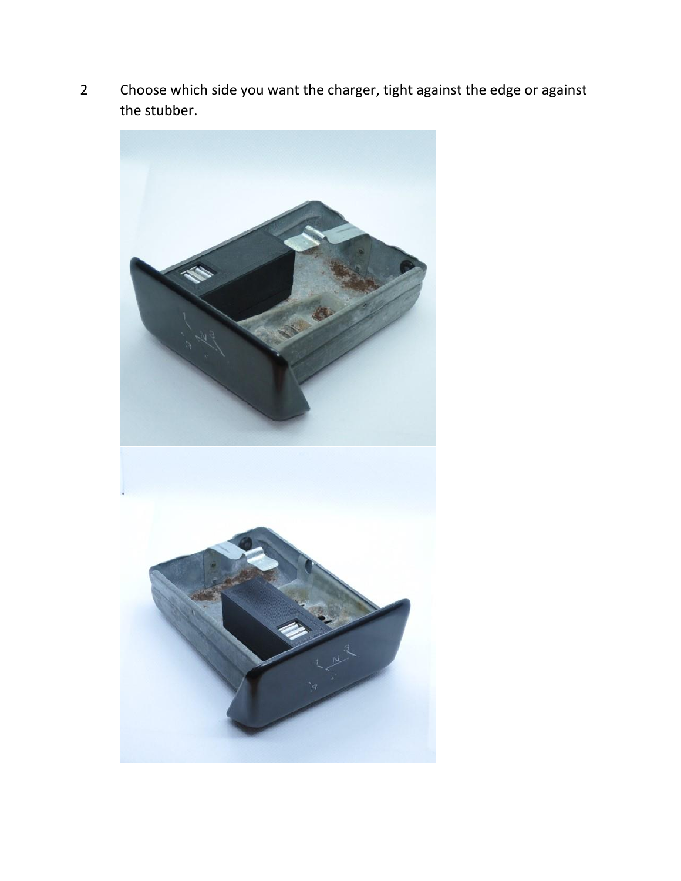2 Choose which side you want the charger, tight against the edge or against the stubber.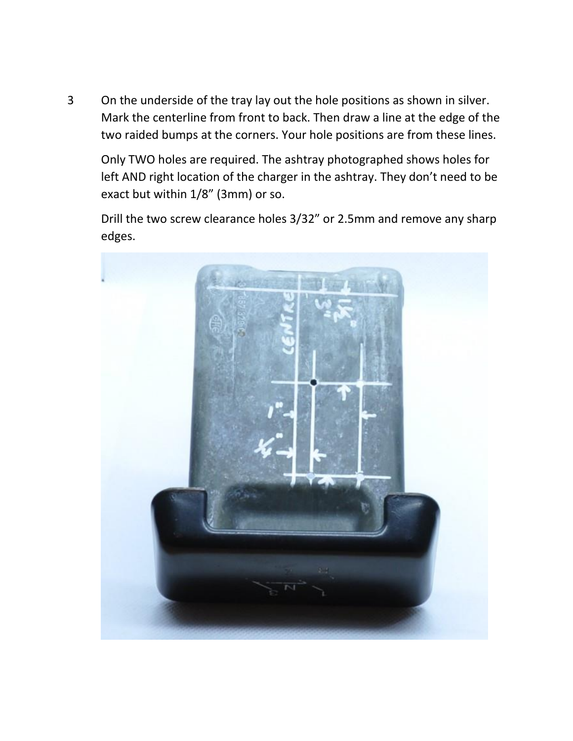3 On the underside of the tray lay out the hole positions as shown in silver. Mark the centerline from front to back. Then draw a line at the edge of the two raided bumps at the corners. Your hole positions are from these lines.

Only TWO holes are required. The ashtray photographed shows holes for left AND right location of the charger in the ashtray. They don't need to be exact but within 1/8" (3mm) or so.

Drill the two screw clearance holes 3/32" or 2.5mm and remove any sharp edges.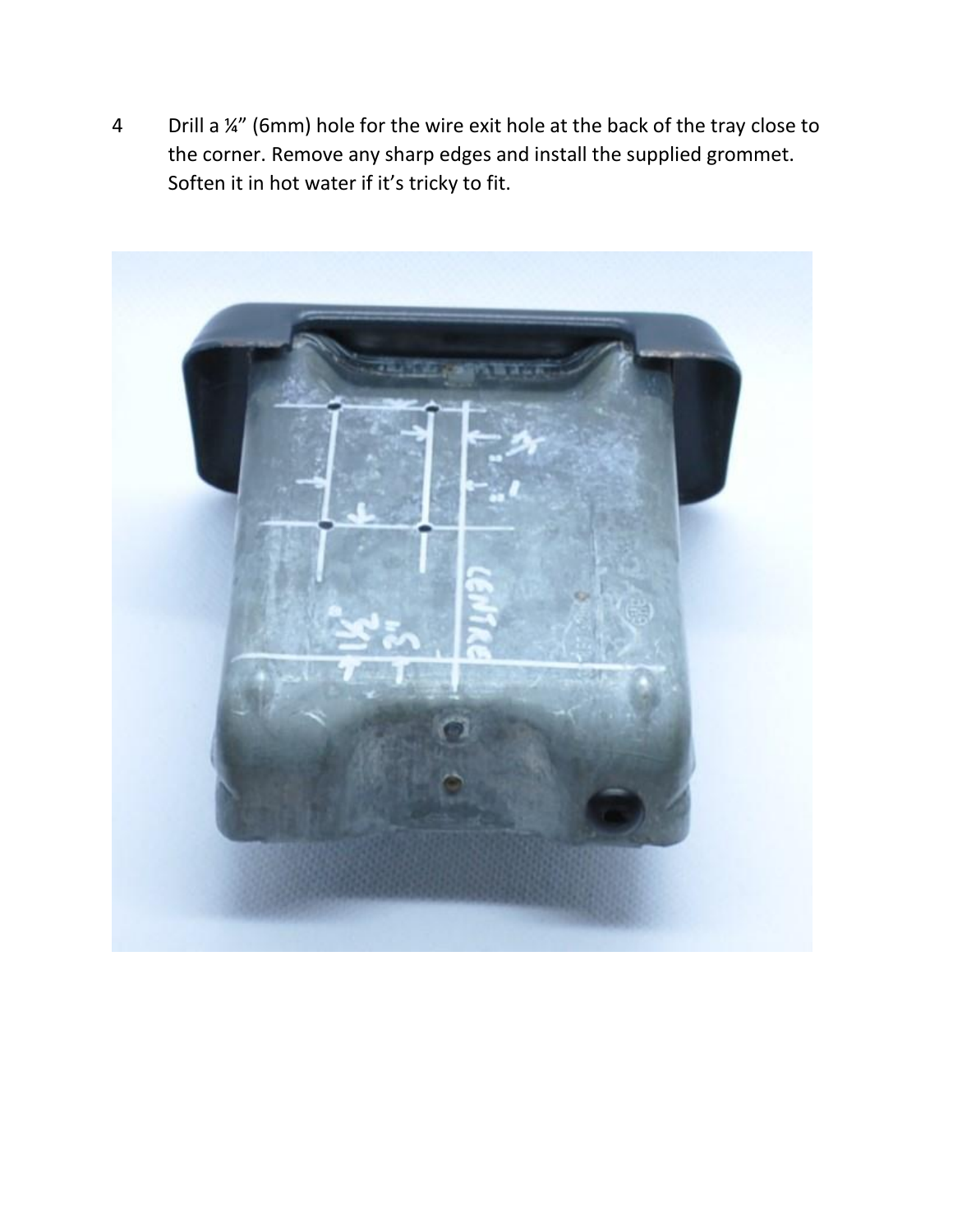4 Drill a ¼" (6mm) hole for the wire exit hole at the back of the tray close to the corner. Remove any sharp edges and install the supplied grommet. Soften it in hot water if it's tricky to fit.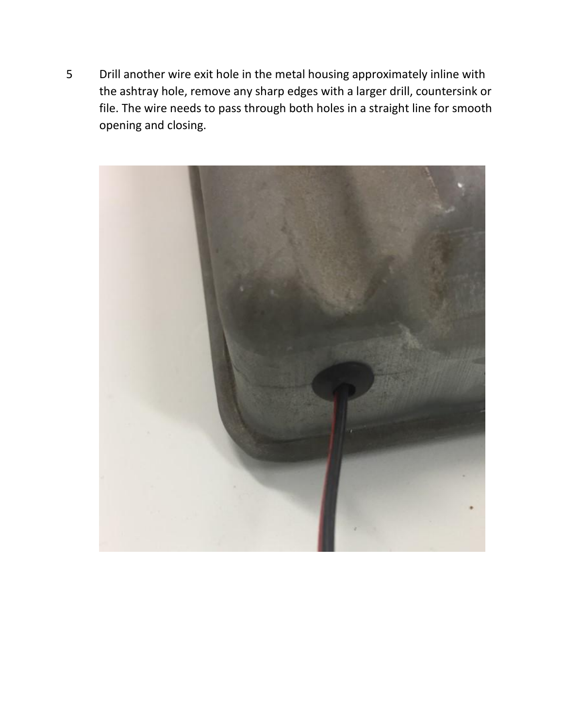5 Drill another wire exit hole in the metal housing approximately inline with the ashtray hole, remove any sharp edges with a larger drill, countersink or file. The wire needs to pass through both holes in a straight line for smooth opening and closing.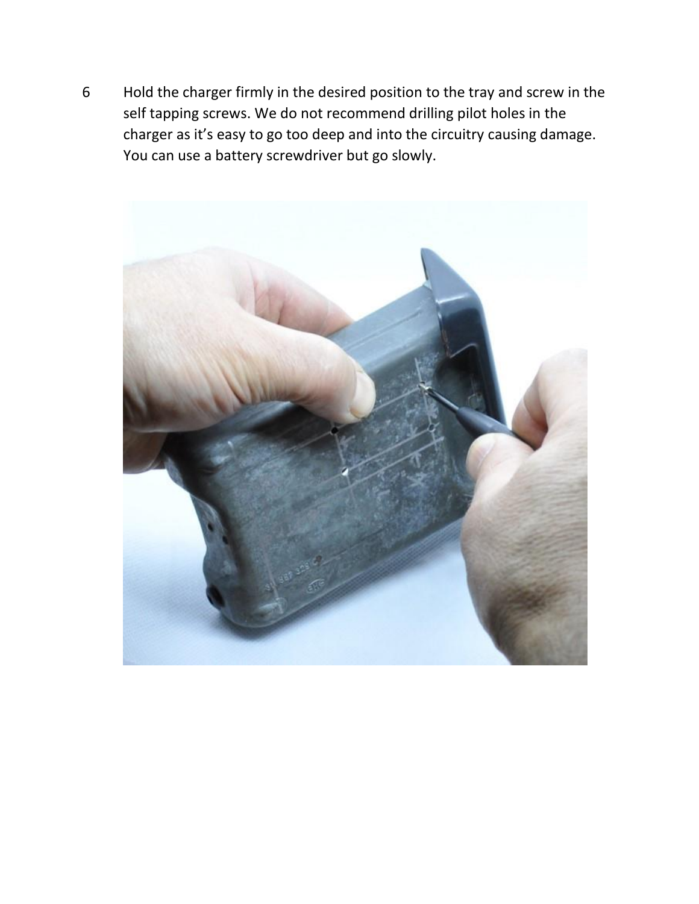6 Hold the charger firmly in the desired position to the tray and screw in the self tapping screws. We do not recommend drilling pilot holes in the charger as it's easy to go too deep and into the circuitry causing damage. You can use a battery screwdriver but go slowly.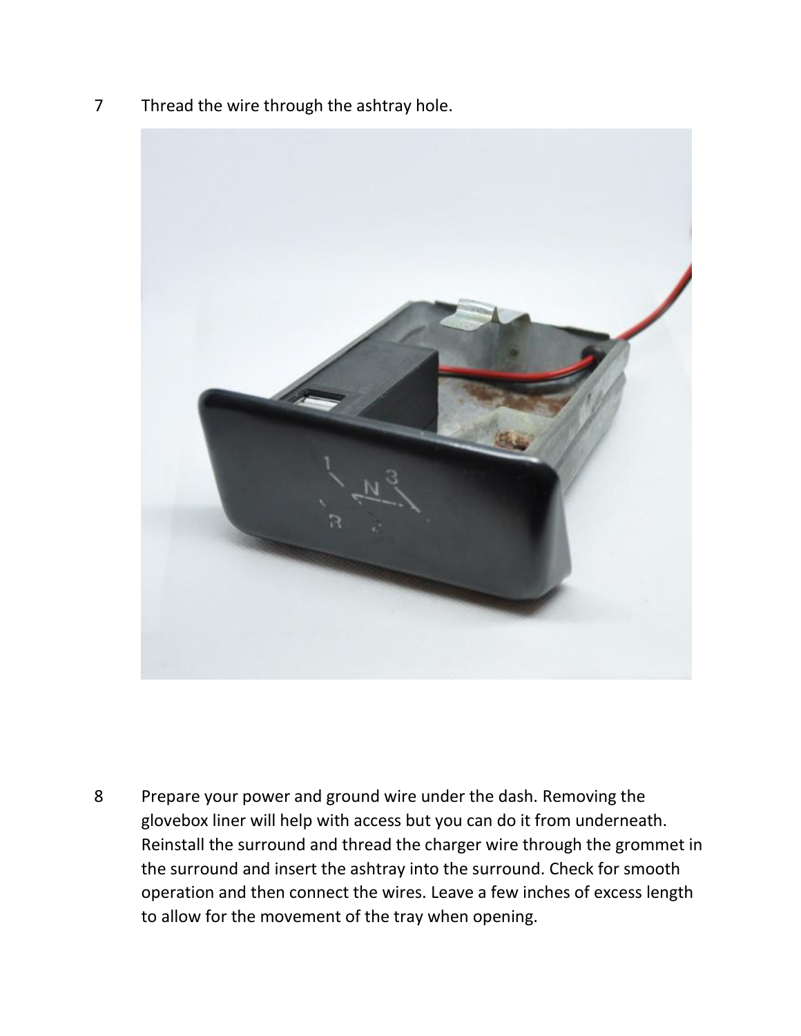7 Thread the wire through the ashtray hole.

8 Prepare your power and ground wire under the dash. Removing the glovebox liner will help with access but you can do it from underneath. Reinstall the surround and thread the charger wire through the grommet in the surround and insert the ashtray into the surround. Check for smooth operation and then connect the wires. Leave a few inches of excess length to allow for the movement of the tray when opening.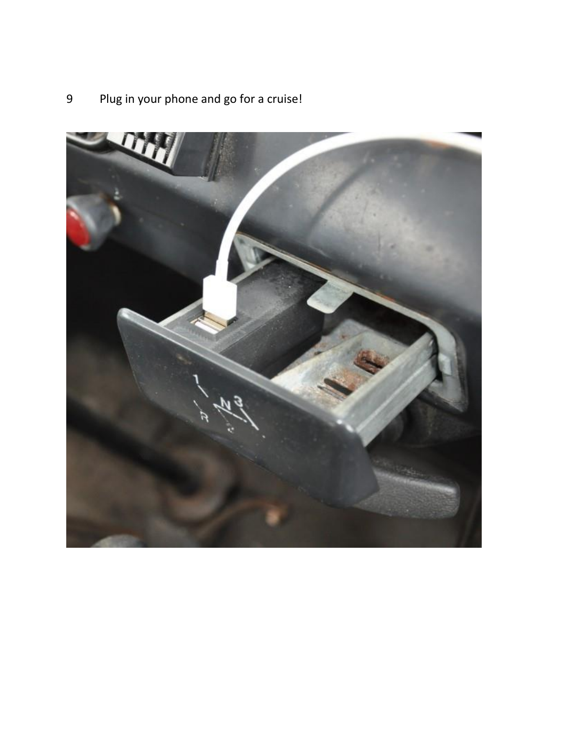9 Plug in your phone and go for a cruise!